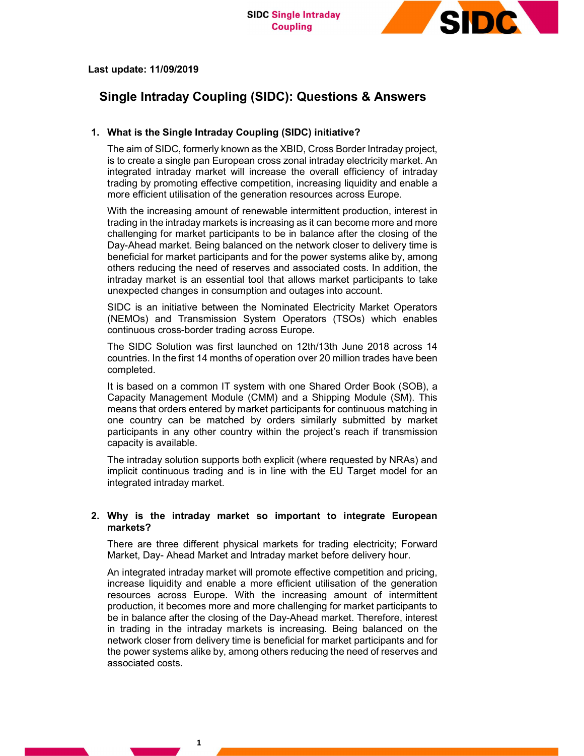Last update: 11/09/2019

# Single Intraday Coupling (SIDC): Questions & Answers

## 1. What is the Single Intraday Coupling (SIDC) initiative?

The aim of SIDC, formerly known as the XBID, Cross Border Intraday project, is to create a single pan European cross zonal intraday electricity market. An integrated intraday market will increase the overall efficiency of intraday trading by promoting effective competition, increasing liquidity and enable a more efficient utilisation of the generation resources across Europe.

With the increasing amount of renewable intermittent production, interest in trading in the intraday markets is increasing as it can become more and more challenging for market participants to be in balance after the closing of the Day-Ahead market. Being balanced on the network closer to delivery time is beneficial for market participants and for the power systems alike by, among others reducing the need of reserves and associated costs. In addition, the intraday market is an essential tool that allows market participants to take unexpected changes in consumption and outages into account.

SIDC is an initiative between the Nominated Electricity Market Operators (NEMOs) and Transmission System Operators (TSOs) which enables continuous cross-border trading across Europe.

The SIDC Solution was first launched on 12th/13th June 2018 across 14 countries. In the first 14 months of operation over 20 million trades have been completed.

It is based on a common IT system with one Shared Order Book (SOB), a Capacity Management Module (CMM) and a Shipping Module (SM). This means that orders entered by market participants for continuous matching in one country can be matched by orders similarly submitted by market participants in any other country within the project's reach if transmission capacity is available.

The intraday solution supports both explicit (where requested by NRAs) and implicit continuous trading and is in line with the EU Target model for an integrated intraday market.

## 2. Why is the intraday market so important to integrate European markets?

There are three different physical markets for trading electricity; Forward Market, Day- Ahead Market and Intraday market before delivery hour.

An integrated intraday market will promote effective competition and pricing, increase liquidity and enable a more efficient utilisation of the generation resources across Europe. With the increasing amount of intermittent production, it becomes more and more challenging for market participants to be in balance after the closing of the Day-Ahead market. Therefore, interest in trading in the intraday markets is increasing. Being balanced on the network closer from delivery time is beneficial for market participants and for the power systems alike by, among others reducing the need of reserves and associated costs.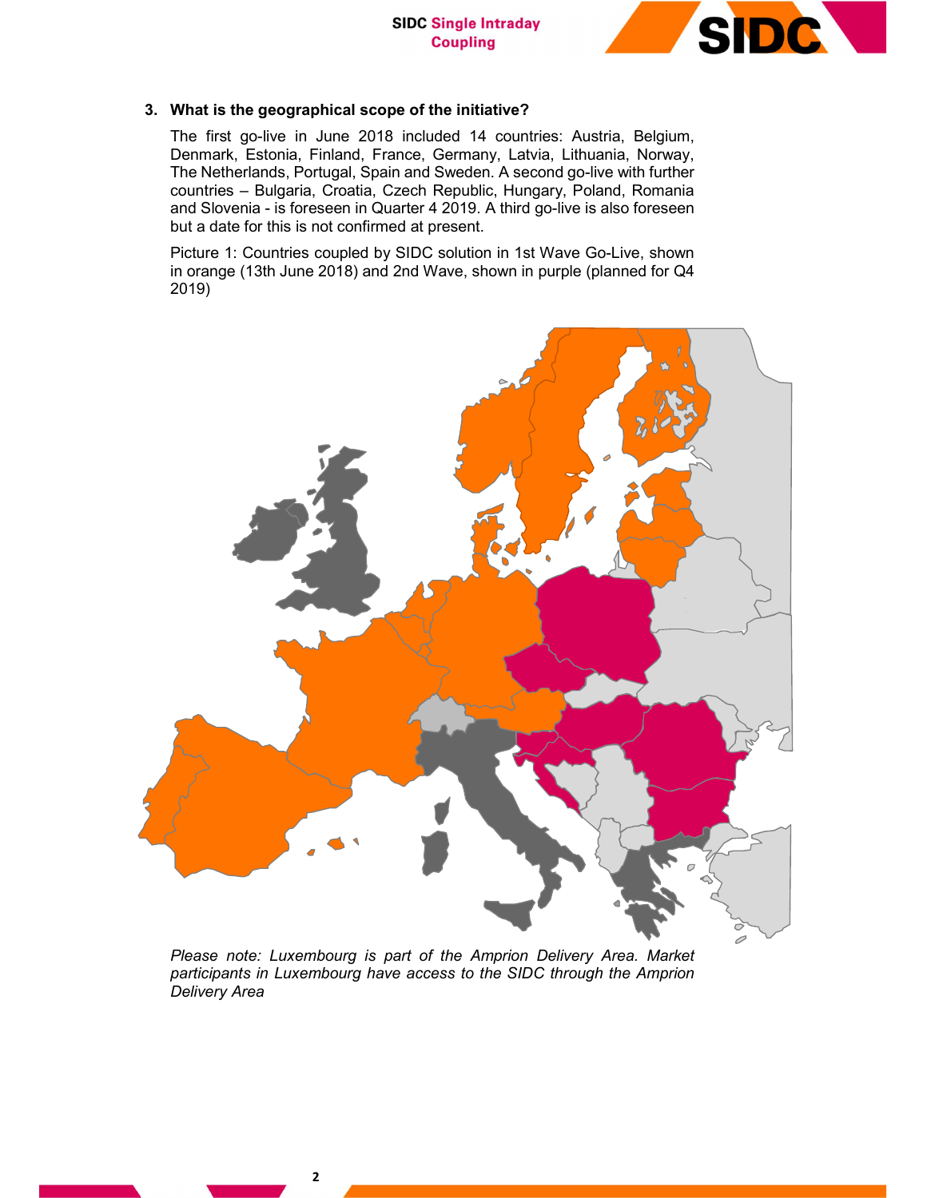### 3. What is the geographical scope of the initiative?

The first go-live in June 2018 included 14 countries: Austria, Belgium, Denmark, Estonia, Finland, France, Germany, Latvia, Lithuania, Norway, The Netherlands, Portugal, Spain and Sweden. A second go-live with further countries – Bulgaria, Croatia, Czech Republic, Hungary, Poland, Romania and Slovenia - is foreseen in Quarter 4 2019. A third go-live is also foreseen but a date for this is not confirmed at present.

Picture 1: Countries coupled by SIDC solution in 1st Wave Go-Live, shown in orange (13th June 2018) and 2nd Wave, shown in purple (planned for Q4 2019)

*Please note: Luxembourg is part of the Amprion Delivery Area. Market participants in Luxembourg have access to the SIDC through the Amprion Delivery Area*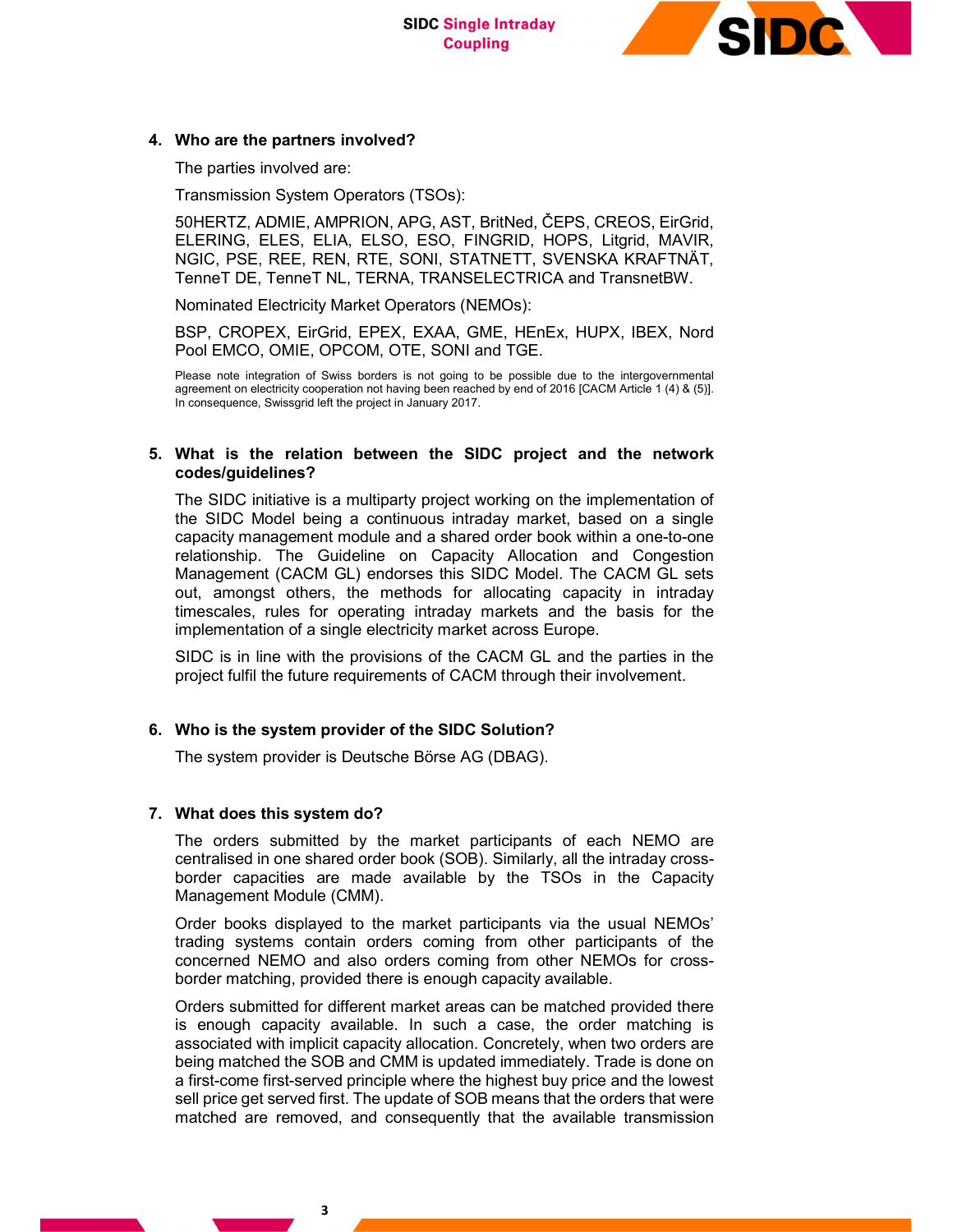4. **Who are the partners involved?**

   The parties involved are:

   Transmission System Operators (TSOs):

   50HERTZ, ADMIE, AMPRION, APG, AST, BritNed, ČEPS, CREOS, EirGrid, ELERING, ELES, ELIA, ELSO, ESO, FINGRID, HOPS, Litgrid, MAVIR, NGIC, PSE, REE, REN, RTE, SONI, STATNETT, SVENSKA KRAFTNÄT, TenneT DE, TenneT NL, TERNA, TRANSELECTRICA and TransnetBW.

   Nominated Electricity Market Operators (NEMOs):

   BSP, CROPEX, EirGrid, EPEX, EXAA, GME, HEnEx, HUPX, IBEX, Nord Pool EMCO, OMIE, OPCOM, OTE, SONI and TGE.

   Please note integration of Swiss borders is not going to be possible due to the intergovernmental agreement on electricity cooperation not having been reached by end of 2016 [CACM Article 1 (4) & (5)]. In consequence, Swissgrid left the project in January 2017.

5. **What is the relation between the SIDC project and the network codes/guidelines?**

   The SIDC initiative is a multiparty project working on the implementation of the SIDC Model being a continuous intraday market, based on a single capacity management module and a shared order book within a one-to-one relationship. The Guideline on Capacity Allocation and Congestion Management (CACM GL) endorses this SIDC Model. The CACM GL sets out, amongst others, the methods for allocating capacity in intraday timescales, rules for operating intraday markets and the basis for the implementation of a single electricity market across Europe.

   SIDC is in line with the provisions of the CACM GL and the parties in the project fulfil the future requirements of CACM through their involvement.

6. **Who is the system provider of the SIDC Solution?**

   The system provider is Deutsche Börse AG (DBAG).

7. **What does this system do?**

   The orders submitted by the market participants of each NEMO are centralised in one shared order book (SOB). Similarly, all the intraday cross-border capacities are made available by the TSOs in the Capacity Management Module (CMM).

   Order books displayed to the market participants via the usual NEMOs' trading systems contain orders coming from other participants of the concerned NEMO and also orders coming from other NEMOs for cross-border matching, provided there is enough capacity available.

   Orders submitted for different market areas can be matched provided there is enough capacity available. In such a case, the order matching is associated with implicit capacity allocation. Concretely, when two orders are being matched the SOB and CMM is updated immediately. Trade is done on a first-come first-served principle where the highest buy price and the lowest sell price get served first. The update of SOB means that the orders that were matched are removed, and consequently that the available transmission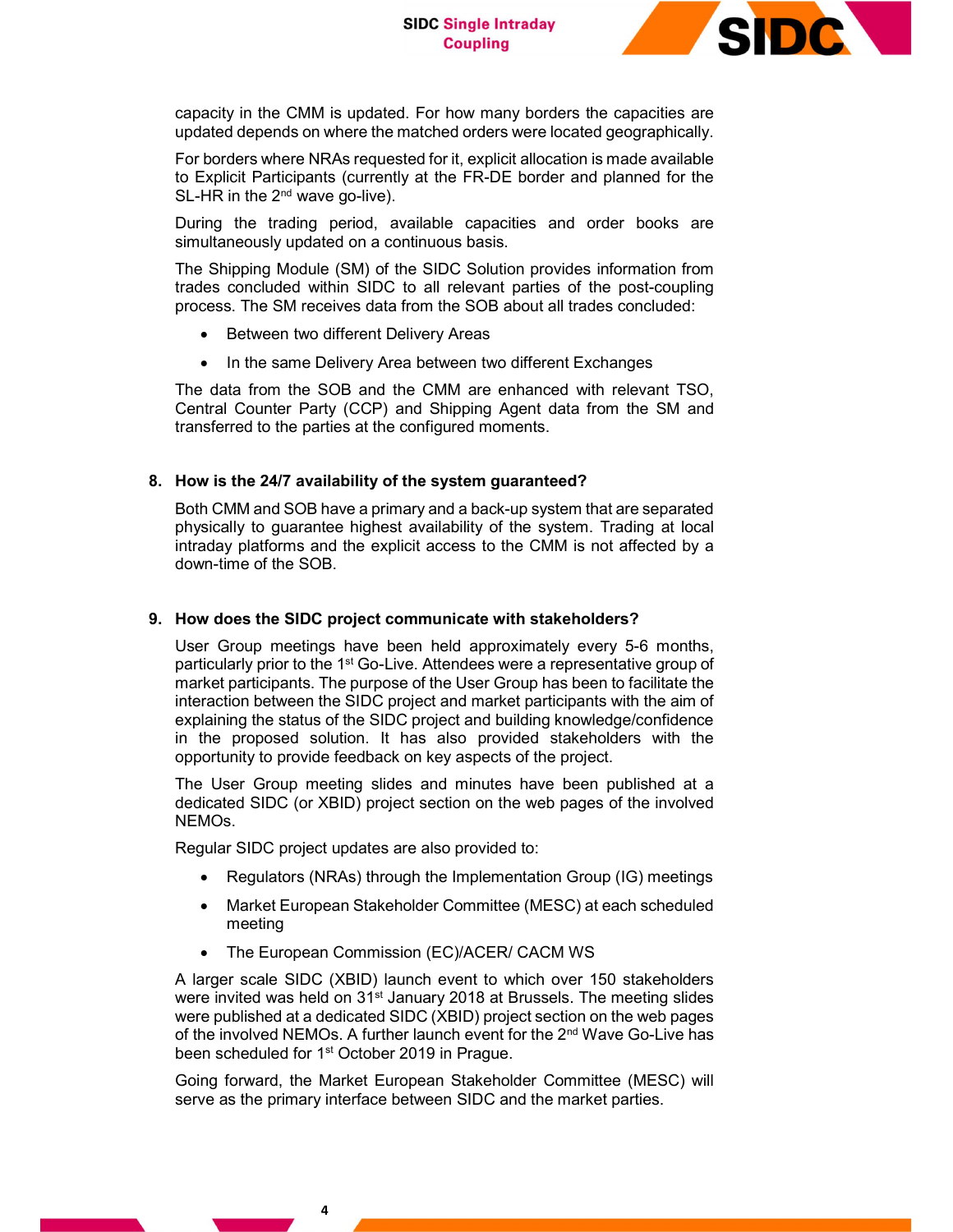capacity in the CMM is updated. For how many borders the capacities are updated depends on where the matched orders were located geographically.

For borders where NRAs requested for it, explicit allocation is made available to Explicit Participants (currently at the FR-DE border and planned for the SL-HR in the 2nd wave go-live).

During the trading period, available capacities and order books are simultaneously updated on a continuous basis.

The Shipping Module (SM) of the SIDC Solution provides information from trades concluded within SIDC to all relevant parties of the post-coupling process. The SM receives data from the SOB about all trades concluded:

- Between two different Delivery Areas
- In the same Delivery Area between two different Exchanges

The data from the SOB and the CMM are enhanced with relevant TSO, Central Counter Party (CCP) and Shipping Agent data from the SM and transferred to the parties at the configured moments.

## 8. How is the 24/7 availability of the system guaranteed?

Both CMM and SOB have a primary and a back-up system that are separated physically to guarantee highest availability of the system. Trading at local intraday platforms and the explicit access to the CMM is not affected by a down-time of the SOB.

## 9. How does the SIDC project communicate with stakeholders?

User Group meetings have been held approximately every 5-6 months, particularly prior to the 1st Go-Live. Attendees were a representative group of market participants. The purpose of the User Group has been to facilitate the interaction between the SIDC project and market participants with the aim of explaining the status of the SIDC project and building knowledge/confidence in the proposed solution. It has also provided stakeholders with the opportunity to provide feedback on key aspects of the project.

The User Group meeting slides and minutes have been published at a dedicated SIDC (or XBID) project section on the web pages of the involved NEMOs.

Regular SIDC project updates are also provided to:

- Regulators (NRAs) through the Implementation Group (IG) meetings
- Market European Stakeholder Committee (MESC) at each scheduled meeting
- The European Commission (EC)/ACER/ CACM WS

A larger scale SIDC (XBID) launch event to which over 150 stakeholders were invited was held on 31st January 2018 at Brussels. The meeting slides were published at a dedicated SIDC (XBID) project section on the web pages of the involved NEMOs. A further launch event for the 2nd Wave Go-Live has been scheduled for 1st October 2019 in Prague.

Going forward, the Market European Stakeholder Committee (MESC) will serve as the primary interface between SIDC and the market parties.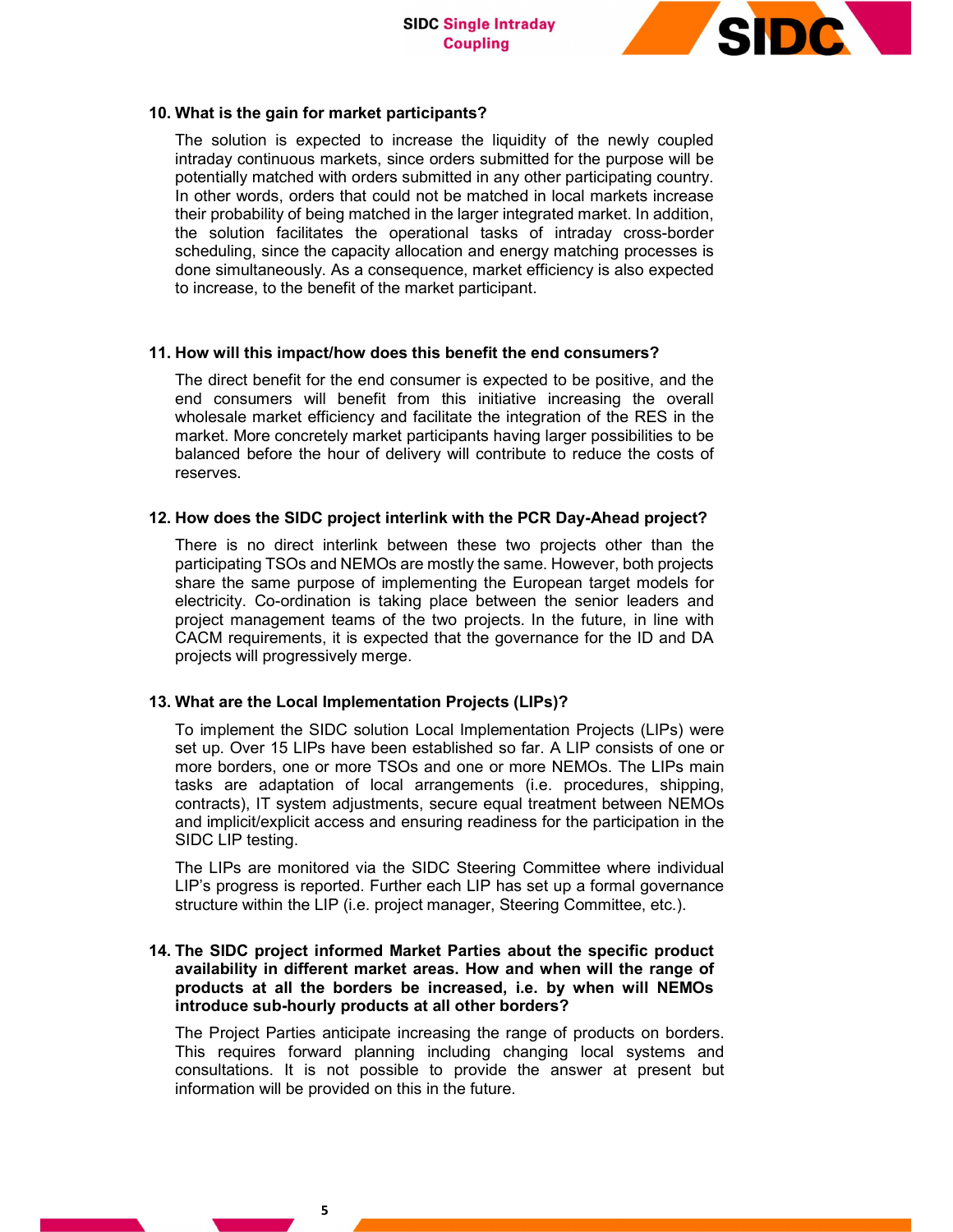### 10. What is the gain for market participants?

The solution is expected to increase the liquidity of the newly coupled intraday continuous markets, since orders submitted for the purpose will be potentially matched with orders submitted in any other participating country. In other words, orders that could not be matched in local markets increase their probability of being matched in the larger integrated market. In addition, the solution facilitates the operational tasks of intraday cross-border scheduling, since the capacity allocation and energy matching processes is done simultaneously. As a consequence, market efficiency is also expected to increase, to the benefit of the market participant.

### 11. How will this impact/how does this benefit the end consumers?

The direct benefit for the end consumer is expected to be positive, and the end consumers will benefit from this initiative increasing the overall wholesale market efficiency and facilitate the integration of the RES in the market. More concretely market participants having larger possibilities to be balanced before the hour of delivery will contribute to reduce the costs of reserves.

### 12. How does the SIDC project interlink with the PCR Day-Ahead project?

There is no direct interlink between these two projects other than the participating TSOs and NEMOs are mostly the same. However, both projects share the same purpose of implementing the European target models for electricity. Co-ordination is taking place between the senior leaders and project management teams of the two projects. In the future, in line with CACM requirements, it is expected that the governance for the ID and DA projects will progressively merge.

### 13. What are the Local Implementation Projects (LIPs)?

To implement the SIDC solution Local Implementation Projects (LIPs) were set up. Over 15 LIPs have been established so far. A LIP consists of one or more borders, one or more TSOs and one or more NEMOs. The LIPs main tasks are adaptation of local arrangements (i.e. procedures, shipping, contracts), IT system adjustments, secure equal treatment between NEMOs and implicit/explicit access and ensuring readiness for the participation in the SIDC LIP testing.

The LIPs are monitored via the SIDC Steering Committee where individual LIP's progress is reported. Further each LIP has set up a formal governance structure within the LIP (i.e. project manager, Steering Committee, etc.).

### 14. The SIDC project informed Market Parties about the specific product availability in different market areas. How and when will the range of products at all the borders be increased, i.e. by when will NEMOs introduce sub-hourly products at all other borders?

The Project Parties anticipate increasing the range of products on borders. This requires forward planning including changing local systems and consultations. It is not possible to provide the answer at present but information will be provided on this in the future.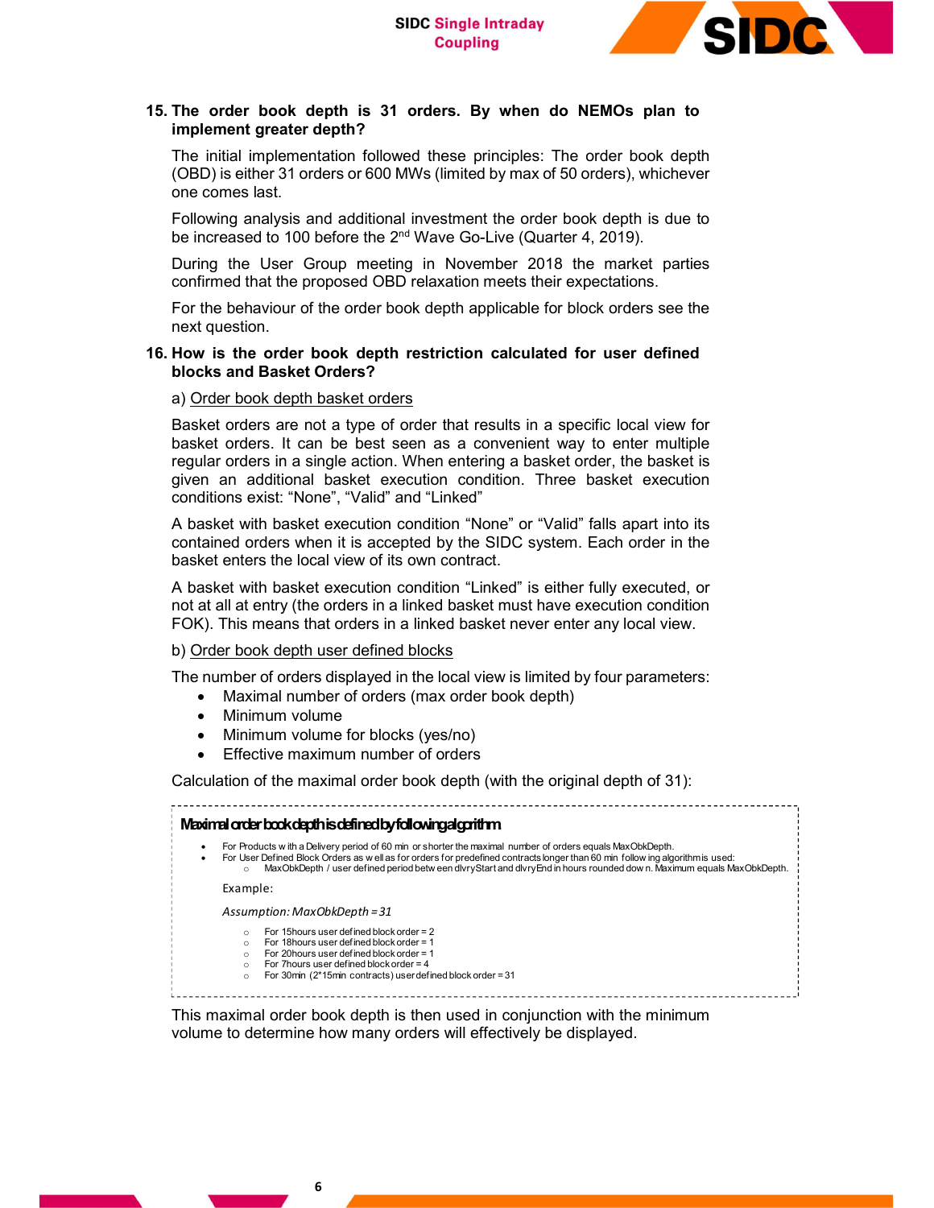## 15. The order book depth is 31 orders. By when do NEMOs plan to implement greater depth?

The initial implementation followed these principles: The order book depth (OBD) is either 31 orders or 600 MWs (limited by max of 50 orders), whichever one comes last.

Following analysis and additional investment the order book depth is due to be increased to 100 before the 2nd Wave Go-Live (Quarter 4, 2019).

During the User Group meeting in November 2018 the market parties confirmed that the proposed OBD relaxation meets their expectations.

For the behaviour of the order book depth applicable for block orders see the next question.

## 16. How is the order book depth restriction calculated for user defined blocks and Basket Orders?

a) Order book depth basket orders

Basket orders are not a type of order that results in a specific local view for basket orders. It can be best seen as a convenient way to enter multiple regular orders in a single action. When entering a basket order, the basket is given an additional basket execution condition. Three basket execution conditions exist: “None”, “Valid” and “Linked”

A basket with basket execution condition “None” or “Valid” falls apart into its contained orders when it is accepted by the SIDC system. Each order in the basket enters the local view of its own contract.

A basket with basket execution condition “Linked” is either fully executed, or not at all at entry (the orders in a linked basket must have execution condition FOK). This means that orders in a linked basket never enter any local view.

b) Order book depth user defined blocks

The number of orders displayed in the local view is limited by four parameters:

- Maximal number of orders (max order book depth)
- Minimum volume
- Minimum volume for blocks (yes/no)
- Effective maximum number of orders

Calculation of the maximal order book depth (with the original depth of 31):

**Maximal order book depth is defined by following algorithm**

- For Products with a Delivery period of 60 min or shorter the maximal number of orders equals MaxObkDepth.
- For User Defined Block Orders as well as for orders for predefined contracts longer than 60 min following algorithm is used:
  - MaxObkDepth / user defined period between dlvryStart and dlvryEnd in hours rounded down. Maximum equals MaxObkDepth.

Example:

*Assumption: MaxObkDepth = 31*

- For 15hours user defined block order = 2
- For 18hours user defined block order = 1
- For 20hours user defined block order = 1
- For 7hours user defined block order = 4
- For 30min (2*15min contracts) user defined block order = 31

This maximal order book depth is then used in conjunction with the minimum volume to determine how many orders will effectively be displayed.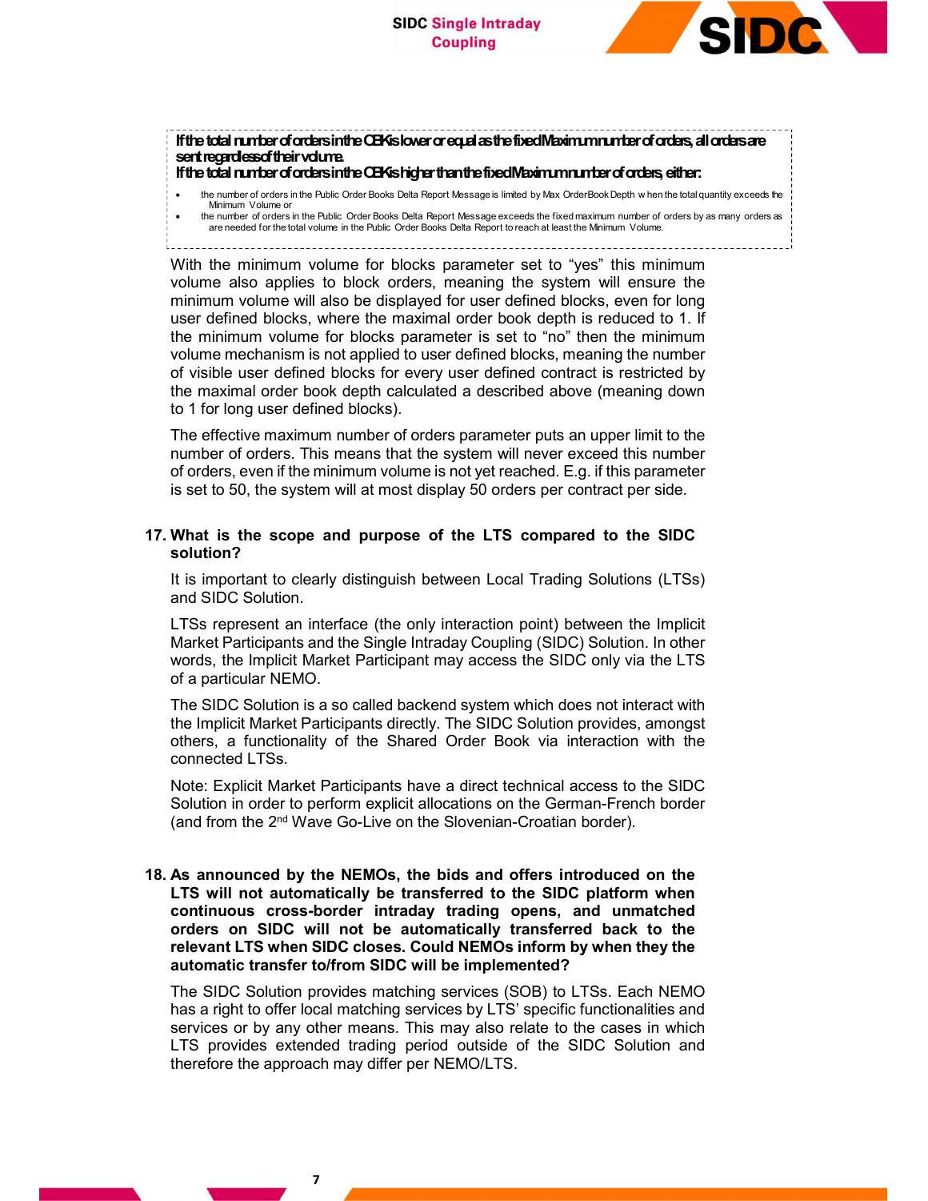**If the total number of orders in the OBK is lower or equal as the fixed Maximum number of orders, all orders are sent regardless of their volume.**
**If the total number of orders in the OBK is higher than the fixed Maximum number of orders, either:**

- the number of orders in the Public Order Books Delta Report Message is limited by Max OrderBook Depth when the total quantity exceeds the Minimum Volume or
- the number of orders in the Public Order Books Delta Report Message exceeds the fixed maximum number of orders by as many orders as are needed for the total volume in the Public Order Books Delta Report to reach at least the Minimum Volume.

With the minimum volume for blocks parameter set to "yes" this minimum volume also applies to block orders, meaning the system will ensure the minimum volume will also be displayed for user defined blocks, even for long user defined blocks, where the maximal order book depth is reduced to 1. If the minimum volume for blocks parameter is set to "no" then the minimum volume mechanism is not applied to user defined blocks, meaning the number of visible user defined blocks for every user defined contract is restricted by the maximal order book depth calculated a described above (meaning down to 1 for long user defined blocks).

The effective maximum number of orders parameter puts an upper limit to the number of orders. This means that the system will never exceed this number of orders, even if the minimum volume is not yet reached. E.g. if this parameter is set to 50, the system will at most display 50 orders per contract per side.

**17. What is the scope and purpose of the LTS compared to the SIDC solution?**

It is important to clearly distinguish between Local Trading Solutions (LTSs) and SIDC Solution.

LTSs represent an interface (the only interaction point) between the Implicit Market Participants and the Single Intraday Coupling (SIDC) Solution. In other words, the Implicit Market Participant may access the SIDC only via the LTS of a particular NEMO.

The SIDC Solution is a so called backend system which does not interact with the Implicit Market Participants directly. The SIDC Solution provides, amongst others, a functionality of the Shared Order Book via interaction with the connected LTSs.

Note: Explicit Market Participants have a direct technical access to the SIDC Solution in order to perform explicit allocations on the German-French border (and from the 2nd Wave Go-Live on the Slovenian-Croatian border).

**18. As announced by the NEMOs, the bids and offers introduced on the LTS will not automatically be transferred to the SIDC platform when continuous cross-border intraday trading opens, and unmatched orders on SIDC will not be automatically transferred back to the relevant LTS when SIDC closes. Could NEMOs inform by when they the automatic transfer to/from SIDC will be implemented?**

The SIDC Solution provides matching services (SOB) to LTSs. Each NEMO has a right to offer local matching services by LTS' specific functionalities and services or by any other means. This may also relate to the cases in which LTS provides extended trading period outside of the SIDC Solution and therefore the approach may differ per NEMO/LTS.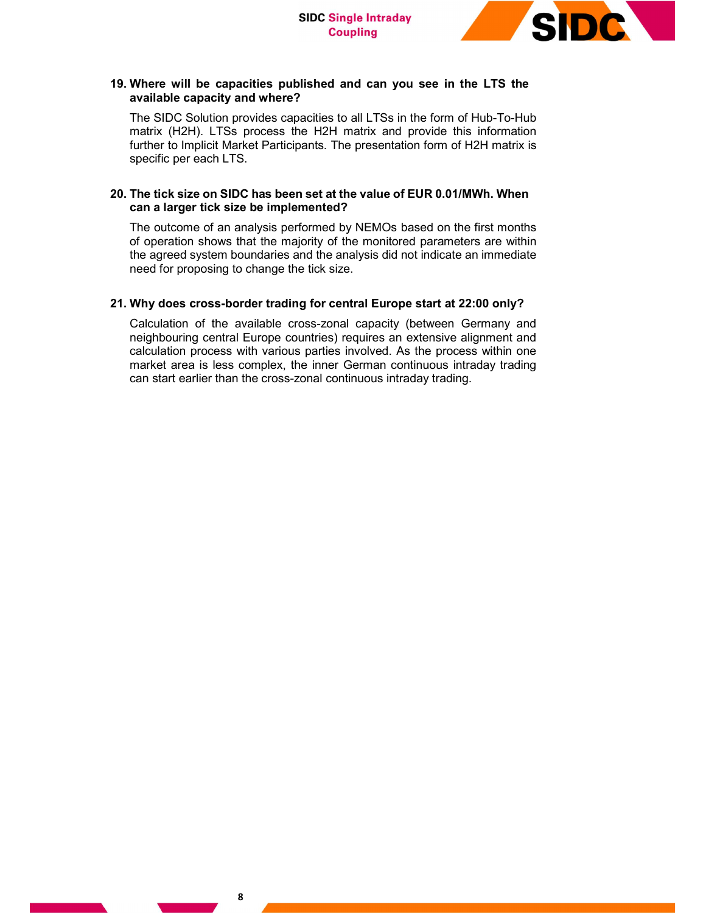**19. Where will be capacities published and can you see in the LTS the available capacity and where?**

The SIDC Solution provides capacities to all LTSs in the form of Hub-To-Hub matrix (H2H). LTSs process the H2H matrix and provide this information further to Implicit Market Participants. The presentation form of H2H matrix is specific per each LTS.

**20. The tick size on SIDC has been set at the value of EUR 0.01/MWh. When can a larger tick size be implemented?**

The outcome of an analysis performed by NEMOs based on the first months of operation shows that the majority of the monitored parameters are within the agreed system boundaries and the analysis did not indicate an immediate need for proposing to change the tick size.

**21. Why does cross-border trading for central Europe start at 22:00 only?**

Calculation of the available cross-zonal capacity (between Germany and neighbouring central Europe countries) requires an extensive alignment and calculation process with various parties involved. As the process within one market area is less complex, the inner German continuous intraday trading can start earlier than the cross-zonal continuous intraday trading.